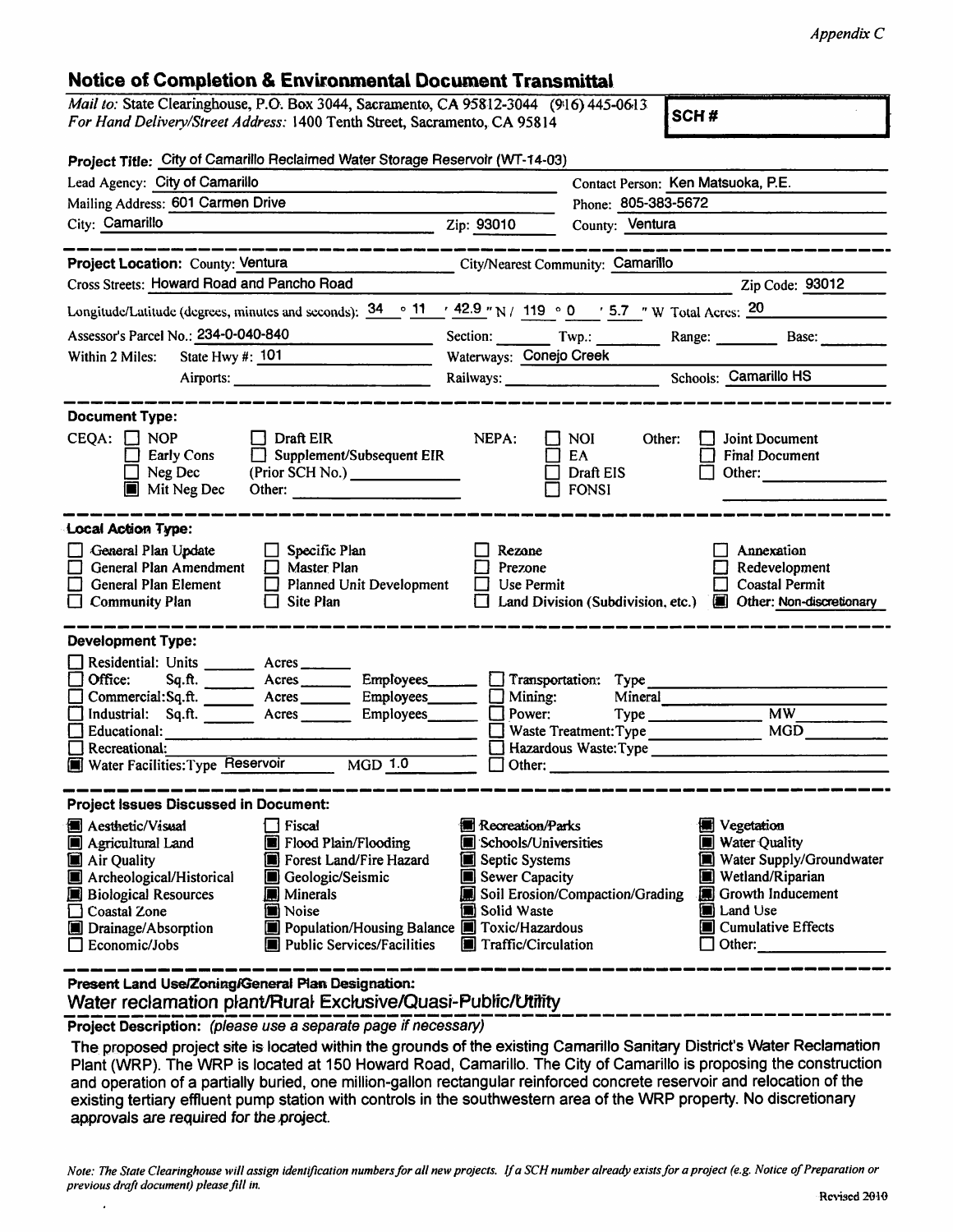*Appendix C*

## Notice of Completion & Environmental Document Transmittal

*Mail to:* State Clearinghouse, P.O. Box 3044, Sacramento, CA 95812-3044 (916) 445-0613
*For Hand Delivery/Street Address:* 1400 Tenth Street, Sacramento, CA 95814

**SCH #**

**Project Title:** City of Camarillo Reclaimed Water Storage Reservoir (WT-14-03)

Lead Agency: City of Camarillo
Contact Person: Ken Matsuoka, P.E.
Mailing Address: 601 Carmen Drive
Phone: 805-383-5672
City: Camarillo
Zip: 93010
County: Ventura

---

**Project Location:** County: Ventura
City/Nearest Community: Camarillo
Cross Streets: Howard Road and Pancho Road
Zip Code: 93012
Longitude/Latitude (degrees, minutes and seconds): 34 ° 11 ′ 42.9 ″ N / 119 ° 0 ′ 5.7 ″ W Total Acres: 20
Assessor's Parcel No.: 234-0-040-840
Section: ______ Twp.: ______ Range: ______ Base: ______
Within 2 Miles: State Hwy #: 101
Waterways: Conejo Creek
Airports: ______
Railways: ______
Schools: Camarillo HS

---

**Document Type:**

CEQA:
- ☐ NOP
- ☐ Early Cons
- ☐ Neg Dec
- ☒ Mit Neg Dec
- ☐ Draft EIR
- ☐ Supplement/Subsequent EIR (Prior SCH No.) ______
- Other: ______

NEPA:
- ☐ NOI
- ☐ EA
- ☐ Draft EIS
- ☐ FONSI

Other:
- ☐ Joint Document
- ☐ Final Document
- ☐ Other: ______

---

**Local Action Type:**

- ☐ General Plan Update
- ☐ General Plan Amendment
- ☐ General Plan Element
- ☐ Community Plan
- ☐ Specific Plan
- ☐ Master Plan
- ☐ Planned Unit Development
- ☐ Site Plan
- ☐ Rezone
- ☐ Prezone
- ☐ Use Permit
- ☐ Land Division (Subdivision, etc.)
- ☐ Annexation
- ☐ Redevelopment
- ☐ Coastal Permit
- ☒ Other: Non-discretionary

---

**Development Type:**

- ☐ Residential: Units ______ Acres ______
- ☐ Office: Sq.ft. ______ Acres ______ Employees ______
- ☐ Commercial: Sq.ft. ______ Acres ______ Employees ______
- ☐ Industrial: Sq.ft. ______ Acres ______ Employees ______
- ☐ Educational: ______
- ☐ Recreational: ______
- ☒ Water Facilities: Type Reservoir MGD 1.0
- ☐ Transportation: Type ______
- ☐ Mining: Mineral ______
- ☐ Power: Type ______ MW ______
- ☐ Waste Treatment: Type ______ MGD ______
- ☐ Hazardous Waste: Type ______
- ☐ Other: ______

---

**Project Issues Discussed in Document:**

- ☒ Aesthetic/Visual
- ☒ Agricultural Land
- ☒ Air Quality
- ☒ Archeological/Historical
- ☒ Biological Resources
- ☐ Coastal Zone
- ☒ Drainage/Absorption
- ☐ Economic/Jobs
- ☐ Fiscal
- ☒ Flood Plain/Flooding
- ☒ Forest Land/Fire Hazard
- ☒ Geologic/Seismic
- ☒ Minerals
- ☒ Noise
- ☒ Population/Housing Balance
- ☒ Public Services/Facilities
- ☒ Recreation/Parks
- ☒ Schools/Universities
- ☒ Septic Systems
- ☒ Sewer Capacity
- ☒ Soil Erosion/Compaction/Grading
- ☒ Solid Waste
- ☒ Toxic/Hazardous
- ☒ Traffic/Circulation
- ☒ Vegetation
- ☒ Water Quality
- ☒ Water Supply/Groundwater
- ☒ Wetland/Riparian
- ☒ Growth Inducement
- ☒ Land Use
- ☒ Cumulative Effects
- ☐ Other: ______

---

**Present Land Use/Zoning/General Plan Designation:**

Water reclamation plant/Rural Exclusive/Quasi-Public/Utility

---

**Project Description:** *(please use a separate page if necessary)*

The proposed project site is located within the grounds of the existing Camarillo Sanitary District's Water Reclamation Plant (WRP). The WRP is located at 150 Howard Road, Camarillo. The City of Camarillo is proposing the construction and operation of a partially buried, one million-gallon rectangular reinforced concrete reservoir and relocation of the existing tertiary effluent pump station with controls in the southwestern area of the WRP property. No discretionary approvals are required for the project.

*Note: The State Clearinghouse will assign identification numbers for all new projects. If a SCH number already exists for a project (e.g. Notice of Preparation or previous draft document) please fill in.*

Revised 2010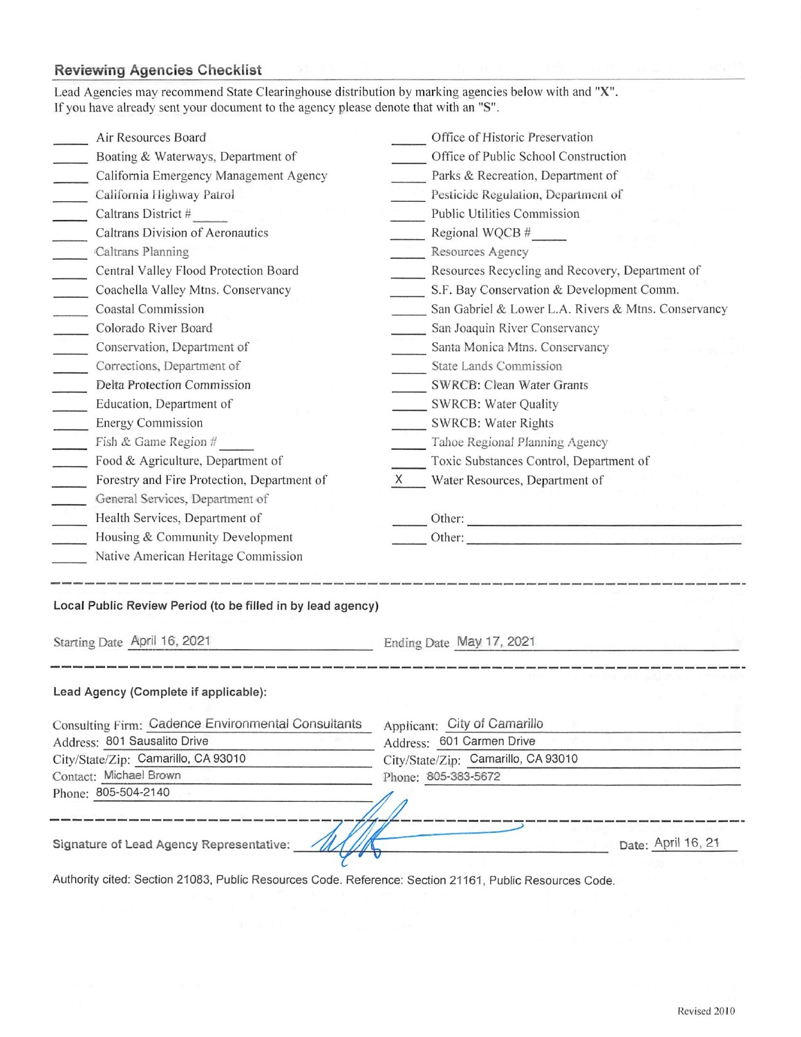## Reviewing Agencies Checklist

Lead Agencies may recommend State Clearinghouse distribution by marking agencies below with and "X".
If you have already sent your document to the agency please denote that with an "S".

| | | | |
|---|---|---|---|
| ____ | Air Resources Board | ____ | Office of Historic Preservation |
| ____ | Boating & Waterways, Department of | ____ | Office of Public School Construction |
| ____ | California Emergency Management Agency | ____ | Parks & Recreation, Department of |
| ____ | California Highway Patrol | ____ | Pesticide Regulation, Department of |
| ____ | Caltrans District # ____ | ____ | Public Utilities Commission |
| ____ | Caltrans Division of Aeronautics | ____ | Regional WQCB # ____ |
| ____ | Caltrans Planning | ____ | Resources Agency |
| ____ | Central Valley Flood Protection Board | ____ | Resources Recycling and Recovery, Department of |
| ____ | Coachella Valley Mtns. Conservancy | ____ | S.F. Bay Conservation & Development Comm. |
| ____ | Coastal Commission | ____ | San Gabriel & Lower L.A. Rivers & Mtns. Conservancy |
| ____ | Colorado River Board | ____ | San Joaquin River Conservancy |
| ____ | Conservation, Department of | ____ | Santa Monica Mtns. Conservancy |
| ____ | Corrections, Department of | ____ | State Lands Commission |
| ____ | Delta Protection Commission | ____ | SWRCB: Clean Water Grants |
| ____ | Education, Department of | ____ | SWRCB: Water Quality |
| ____ | Energy Commission | ____ | SWRCB: Water Rights |
| ____ | Fish & Game Region # ____ | ____ | Tahoe Regional Planning Agency |
| ____ | Food & Agriculture, Department of | ____ | Toxic Substances Control, Department of |
| ____ | Forestry and Fire Protection, Department of | X | Water Resources, Department of |
| ____ | General Services, Department of | | |
| ____ | Health Services, Department of | ____ | Other: ____________________ |
| ____ | Housing & Community Development | ____ | Other: ____________________ |
| ____ | Native American Heritage Commission | | |

---

**Local Public Review Period (to be filled in by lead agency)**

Starting Date April 16, 2021 Ending Date May 17, 2021

---

**Lead Agency (Complete if applicable):**

| | |
|---|---|
| Consulting Firm: Cadence Environmental Consultants | Applicant: City of Camarillo |
| Address: 801 Sausalito Drive | Address: 601 Carmen Drive |
| City/State/Zip: Camarillo, CA 93010 | City/State/Zip: Camarillo, CA 93010 |
| Contact: Michael Brown | Phone: 805-383-5672 |
| Phone: 805-504-2140 | |

---

**Signature of Lead Agency Representative:** ____________________ **Date:** April 16, 21

Authority cited: Section 21083, Public Resources Code. Reference: Section 21161, Public Resources Code.

Revised 2010